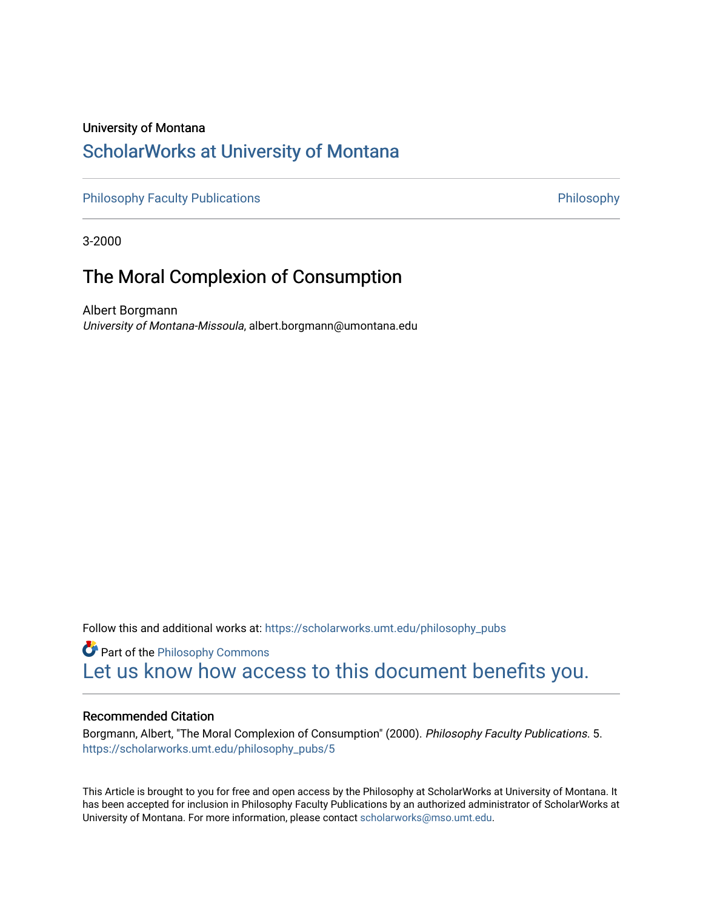University of Montana

# ScholarWorks at University of Montana

Philosophy Faculty Publications | Philosophy

3-2000

## The Moral Complexion of Consumption

Albert Borgmann
*University of Montana-Missoula*, albert.borgmann@umontana.edu

Follow this and additional works at: https://scholarworks.umt.edu/philosophy_pubs

Part of the Philosophy Commons

Let us know how access to this document benefits you.

### Recommended Citation

Borgmann, Albert, "The Moral Complexion of Consumption" (2000). *Philosophy Faculty Publications*. 5.
https://scholarworks.umt.edu/philosophy_pubs/5

This Article is brought to you for free and open access by the Philosophy at ScholarWorks at University of Montana. It has been accepted for inclusion in Philosophy Faculty Publications by an authorized administrator of ScholarWorks at University of Montana. For more information, please contact scholarworks@mso.umt.edu.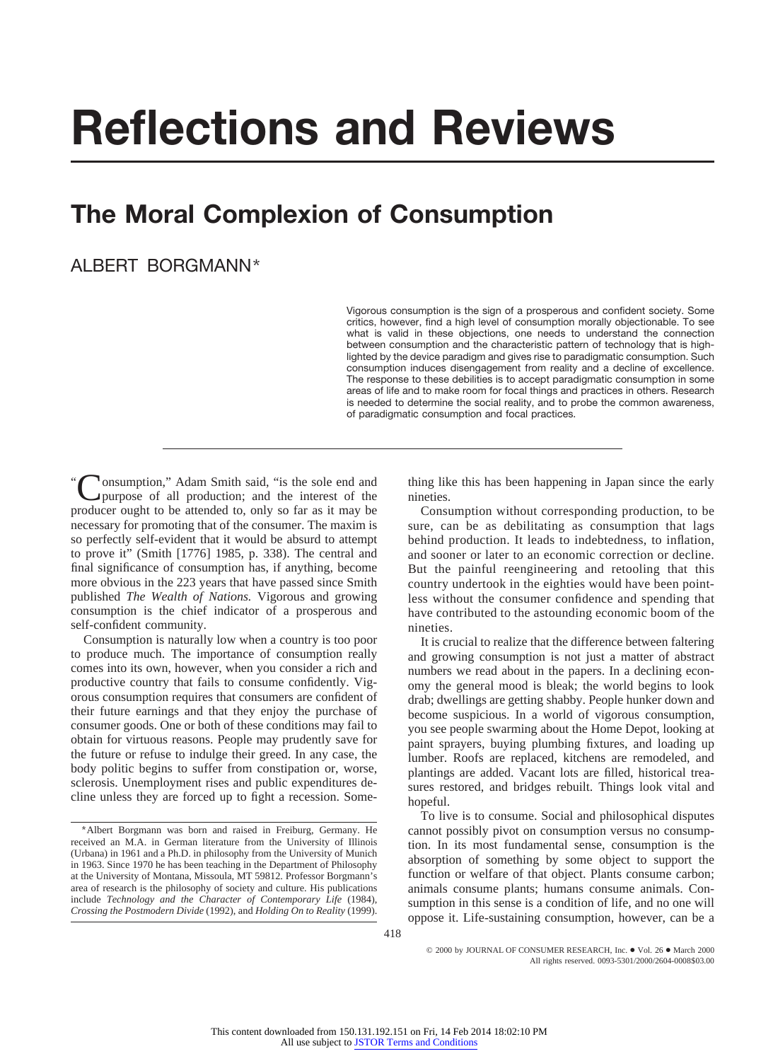# Reflections and Reviews

## The Moral Complexion of Consumption

ALBERT BORGMANN*

Vigorous consumption is the sign of a prosperous and confident society. Some critics, however, find a high level of consumption morally objectionable. To see what is valid in these objections, one needs to understand the connection between consumption and the characteristic pattern of technology that is highlighted by the device paradigm and gives rise to paradigmatic consumption. Such consumption induces disengagement from reality and a decline of excellence. The response to these debilities is to accept paradigmatic consumption in some areas of life and to make room for focal things and practices in others. Research is needed to determine the social reality, and to probe the common awareness, of paradigmatic consumption and focal practices.

---

"Consumption," Adam Smith said, "is the sole end and purpose of all production; and the interest of the producer ought to be attended to, only so far as it may be necessary for promoting that of the consumer. The maxim is so perfectly self-evident that it would be absurd to attempt to prove it" (Smith [1776] 1985, p. 338). The central and final significance of consumption has, if anything, become more obvious in the 223 years that have passed since Smith published *The Wealth of Nations.* Vigorous and growing consumption is the chief indicator of a prosperous and self-confident community.

Consumption is naturally low when a country is too poor to produce much. The importance of consumption really comes into its own, however, when you consider a rich and productive country that fails to consume confidently. Vigorous consumption requires that consumers are confident of their future earnings and that they enjoy the purchase of consumer goods. One or both of these conditions may fail to obtain for virtuous reasons. People may prudently save for the future or refuse to indulge their greed. In any case, the body politic begins to suffer from constipation or, worse, sclerosis. Unemployment rises and public expenditures decline unless they are forced up to fight a recession. Something like this has been happening in Japan since the early nineties.

Consumption without corresponding production, to be sure, can be as debilitating as consumption that lags behind production. It leads to indebtedness, to inflation, and sooner or later to an economic correction or decline. But the painful reengineering and retooling that this country undertook in the eighties would have been pointless without the consumer confidence and spending that have contributed to the astounding economic boom of the nineties.

It is crucial to realize that the difference between faltering and growing consumption is not just a matter of abstract numbers we read about in the papers. In a declining economy the general mood is bleak; the world begins to look drab; dwellings are getting shabby. People hunker down and become suspicious. In a world of vigorous consumption, you see people swarming about the Home Depot, looking at paint sprayers, buying plumbing fixtures, and loading up lumber. Roofs are replaced, kitchens are remodeled, and plantings are added. Vacant lots are filled, historical treasures restored, and bridges rebuilt. Things look vital and hopeful.

To live is to consume. Social and philosophical disputes cannot possibly pivot on consumption versus no consumption. In its most fundamental sense, consumption is the absorption of something by some object to support the function or welfare of that object. Plants consume carbon; animals consume plants; humans consume animals. Consumption in this sense is a condition of life, and no one will oppose it. Life-sustaining consumption, however, can be a

*Albert Borgmann was born and raised in Freiburg, Germany. He received an M.A. in German literature from the University of Illinois (Urbana) in 1961 and a Ph.D. in philosophy from the University of Munich in 1963. Since 1970 he has been teaching in the Department of Philosophy at the University of Montana, Missoula, MT 59812. Professor Borgmann's area of research is the philosophy of society and culture. His publications include *Technology and the Character of Contemporary Life* (1984), *Crossing the Postmodern Divide* (1992), and *Holding On to Reality* (1999).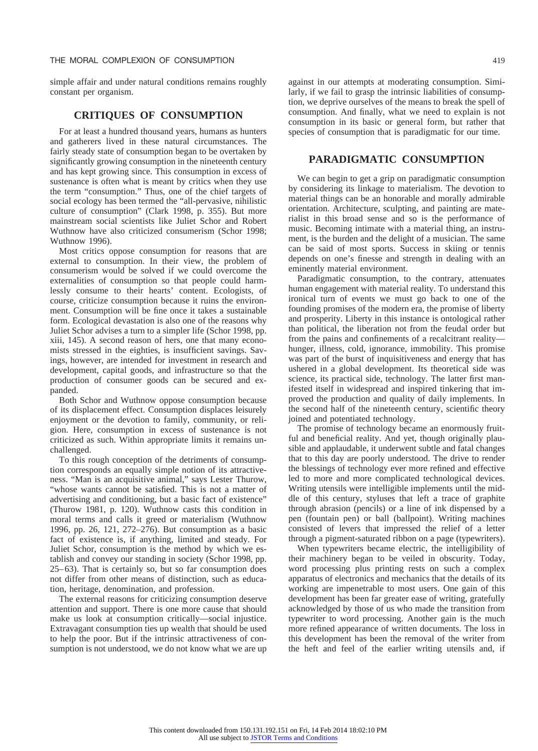simple affair and under natural conditions remains roughly constant per organism.

## CRITIQUES OF CONSUMPTION

For at least a hundred thousand years, humans as hunters and gatherers lived in these natural circumstances. The fairly steady state of consumption began to be overtaken by significantly growing consumption in the nineteenth century and has kept growing since. This consumption in excess of sustenance is often what is meant by critics when they use the term "consumption." Thus, one of the chief targets of social ecology has been termed the "all-pervasive, nihilistic culture of consumption" (Clark 1998, p. 355). But more mainstream social scientists like Juliet Schor and Robert Wuthnow have also criticized consumerism (Schor 1998; Wuthnow 1996).

Most critics oppose consumption for reasons that are external to consumption. In their view, the problem of consumerism would be solved if we could overcome the externalities of consumption so that people could harmlessly consume to their hearts' content. Ecologists, of course, criticize consumption because it ruins the environment. Consumption will be fine once it takes a sustainable form. Ecological devastation is also one of the reasons why Juliet Schor advises a turn to a simpler life (Schor 1998, pp. xiii, 145). A second reason of hers, one that many economists stressed in the eighties, is insufficient savings. Savings, however, are intended for investment in research and development, capital goods, and infrastructure so that the production of consumer goods can be secured and expanded.

Both Schor and Wuthnow oppose consumption because of its displacement effect. Consumption displaces leisurely enjoyment or the devotion to family, community, or religion. Here, consumption in excess of sustenance is not criticized as such. Within appropriate limits it remains unchallenged.

To this rough conception of the detriments of consumption corresponds an equally simple notion of its attractiveness. "Man is an acquisitive animal," says Lester Thurow, "whose wants cannot be satisfied. This is not a matter of advertising and conditioning, but a basic fact of existence" (Thurow 1981, p. 120). Wuthnow casts this condition in moral terms and calls it greed or materialism (Wuthnow 1996, pp. 26, 121, 272–276). But consumption as a basic fact of existence is, if anything, limited and steady. For Juliet Schor, consumption is the method by which we establish and convey our standing in society (Schor 1998, pp. 25–63). That is certainly so, but so far consumption does not differ from other means of distinction, such as education, heritage, denomination, and profession.

The external reasons for criticizing consumption deserve attention and support. There is one more cause that should make us look at consumption critically—social injustice. Extravagant consumption ties up wealth that should be used to help the poor. But if the intrinsic attractiveness of consumption is not understood, we do not know what we are up against in our attempts at moderating consumption. Similarly, if we fail to grasp the intrinsic liabilities of consumption, we deprive ourselves of the means to break the spell of consumption. And finally, what we need to explain is not consumption in its basic or general form, but rather that species of consumption that is paradigmatic for our time.

## PARADIGMATIC CONSUMPTION

We can begin to get a grip on paradigmatic consumption by considering its linkage to materialism. The devotion to material things can be an honorable and morally admirable orientation. Architecture, sculpting, and painting are materialist in this broad sense and so is the performance of music. Becoming intimate with a material thing, an instrument, is the burden and the delight of a musician. The same can be said of most sports. Success in skiing or tennis depends on one's finesse and strength in dealing with an eminently material environment.

Paradigmatic consumption, to the contrary, attenuates human engagement with material reality. To understand this ironical turn of events we must go back to one of the founding promises of the modern era, the promise of liberty and prosperity. Liberty in this instance is ontological rather than political, the liberation not from the feudal order but from the pains and confinements of a recalcitrant reality—hunger, illness, cold, ignorance, immobility. This promise was part of the burst of inquisitiveness and energy that has ushered in a global development. Its theoretical side was science, its practical side, technology. The latter first manifested itself in widespread and inspired tinkering that improved the production and quality of daily implements. In the second half of the nineteenth century, scientific theory joined and potentiated technology.

The promise of technology became an enormously fruitful and beneficial reality. And yet, though originally plausible and applaudable, it underwent subtle and fatal changes that to this day are poorly understood. The drive to render the blessings of technology ever more refined and effective led to more and more complicated technological devices. Writing utensils were intelligible implements until the middle of this century, styluses that left a trace of graphite through abrasion (pencils) or a line of ink dispensed by a pen (fountain pen) or ball (ballpoint). Writing machines consisted of levers that impressed the relief of a letter through a pigment-saturated ribbon on a page (typewriters).

When typewriters became electric, the intelligibility of their machinery began to be veiled in obscurity. Today, word processing plus printing rests on such a complex apparatus of electronics and mechanics that the details of its working are impenetrable to most users. One gain of this development has been far greater ease of writing, gratefully acknowledged by those of us who made the transition from typewriter to word processing. Another gain is the much more refined appearance of written documents. The loss in this development has been the removal of the writer from the heft and feel of the earlier writing utensils and, if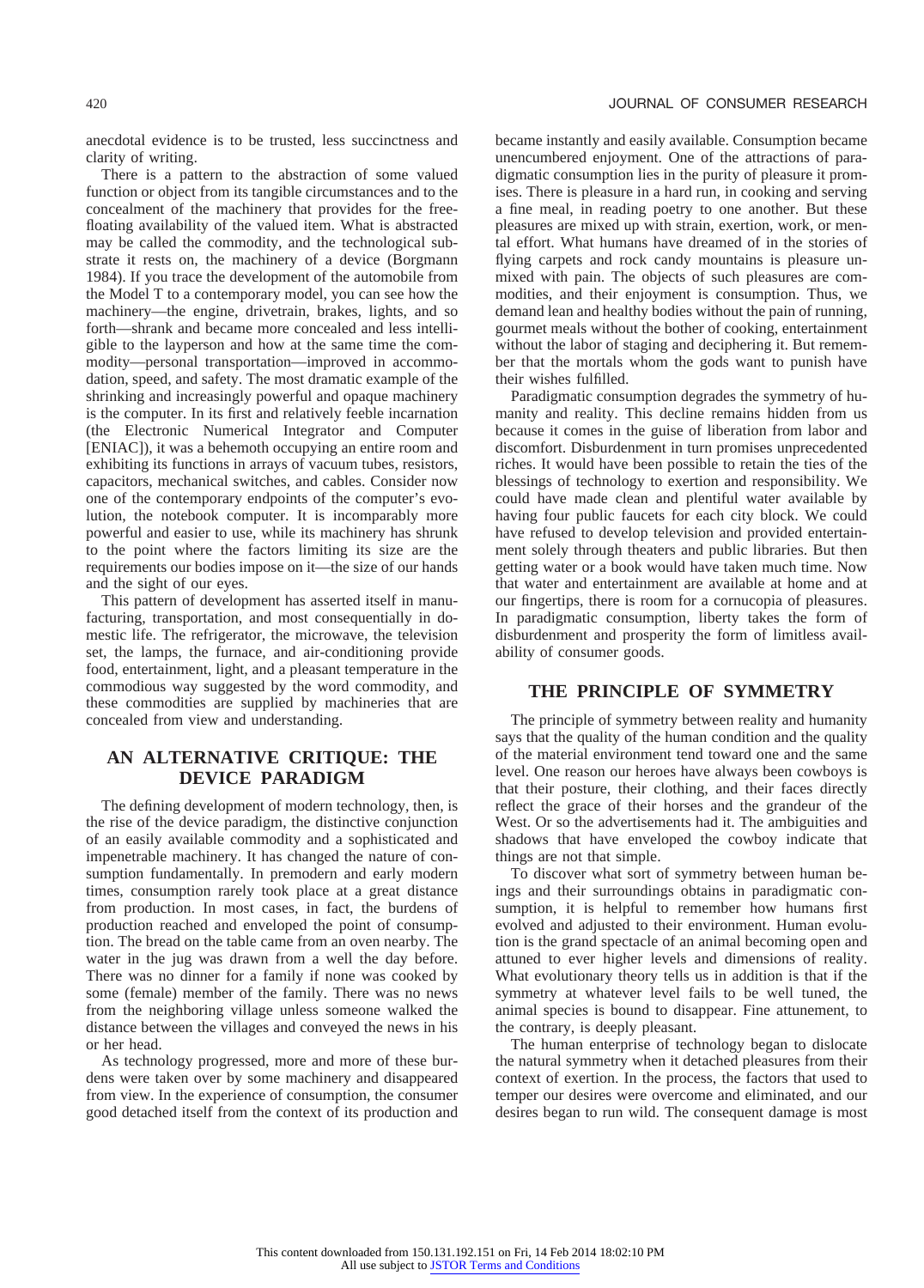anecdotal evidence is to be trusted, less succinctness and clarity of writing.

There is a pattern to the abstraction of some valued function or object from its tangible circumstances and to the concealment of the machinery that provides for the free-floating availability of the valued item. What is abstracted may be called the commodity, and the technological substrate it rests on, the machinery of a device (Borgmann 1984). If you trace the development of the automobile from the Model T to a contemporary model, you can see how the machinery—the engine, drivetrain, brakes, lights, and so forth—shrank and became more concealed and less intelligible to the layperson and how at the same time the commodity—personal transportation—improved in accommodation, speed, and safety. The most dramatic example of the shrinking and increasingly powerful and opaque machinery is the computer. In its first and relatively feeble incarnation (the Electronic Numerical Integrator and Computer [ENIAC]), it was a behemoth occupying an entire room and exhibiting its functions in arrays of vacuum tubes, resistors, capacitors, mechanical switches, and cables. Consider now one of the contemporary endpoints of the computer's evolution, the notebook computer. It is incomparably more powerful and easier to use, while its machinery has shrunk to the point where the factors limiting its size are the requirements our bodies impose on it—the size of our hands and the sight of our eyes.

This pattern of development has asserted itself in manufacturing, transportation, and most consequentially in domestic life. The refrigerator, the microwave, the television set, the lamps, the furnace, and air-conditioning provide food, entertainment, light, and a pleasant temperature in the commodious way suggested by the word commodity, and these commodities are supplied by machineries that are concealed from view and understanding.

## AN ALTERNATIVE CRITIQUE: THE DEVICE PARADIGM

The defining development of modern technology, then, is the rise of the device paradigm, the distinctive conjunction of an easily available commodity and a sophisticated and impenetrable machinery. It has changed the nature of consumption fundamentally. In premodern and early modern times, consumption rarely took place at a great distance from production. In most cases, in fact, the burdens of production reached and enveloped the point of consumption. The bread on the table came from an oven nearby. The water in the jug was drawn from a well the day before. There was no dinner for a family if none was cooked by some (female) member of the family. There was no news from the neighboring village unless someone walked the distance between the villages and conveyed the news in his or her head.

As technology progressed, more and more of these burdens were taken over by some machinery and disappeared from view. In the experience of consumption, the consumer good detached itself from the context of its production and became instantly and easily available. Consumption became unencumbered enjoyment. One of the attractions of paradigmatic consumption lies in the purity of pleasure it promises. There is pleasure in a hard run, in cooking and serving a fine meal, in reading poetry to one another. But these pleasures are mixed up with strain, exertion, work, or mental effort. What humans have dreamed of in the stories of flying carpets and rock candy mountains is pleasure unmixed with pain. The objects of such pleasures are commodities, and their enjoyment is consumption. Thus, we demand lean and healthy bodies without the pain of running, gourmet meals without the bother of cooking, entertainment without the labor of staging and deciphering it. But remember that the mortals whom the gods want to punish have their wishes fulfilled.

Paradigmatic consumption degrades the symmetry of humanity and reality. This decline remains hidden from us because it comes in the guise of liberation from labor and discomfort. Disburdenment in turn promises unprecedented riches. It would have been possible to retain the ties of the blessings of technology to exertion and responsibility. We could have made clean and plentiful water available by having four public faucets for each city block. We could have refused to develop television and provided entertainment solely through theaters and public libraries. But then getting water or a book would have taken much time. Now that water and entertainment are available at home and at our fingertips, there is room for a cornucopia of pleasures. In paradigmatic consumption, liberty takes the form of disburdenment and prosperity the form of limitless availability of consumer goods.

## THE PRINCIPLE OF SYMMETRY

The principle of symmetry between reality and humanity says that the quality of the human condition and the quality of the material environment tend toward one and the same level. One reason our heroes have always been cowboys is that their posture, their clothing, and their faces directly reflect the grace of their horses and the grandeur of the West. Or so the advertisements had it. The ambiguities and shadows that have enveloped the cowboy indicate that things are not that simple.

To discover what sort of symmetry between human beings and their surroundings obtains in paradigmatic consumption, it is helpful to remember how humans first evolved and adjusted to their environment. Human evolution is the grand spectacle of an animal becoming open and attuned to ever higher levels and dimensions of reality. What evolutionary theory tells us in addition is that if the symmetry at whatever level fails to be well tuned, the animal species is bound to disappear. Fine attunement, to the contrary, is deeply pleasant.

The human enterprise of technology began to dislocate the natural symmetry when it detached pleasures from their context of exertion. In the process, the factors that used to temper our desires were overcome and eliminated, and our desires began to run wild. The consequent damage is most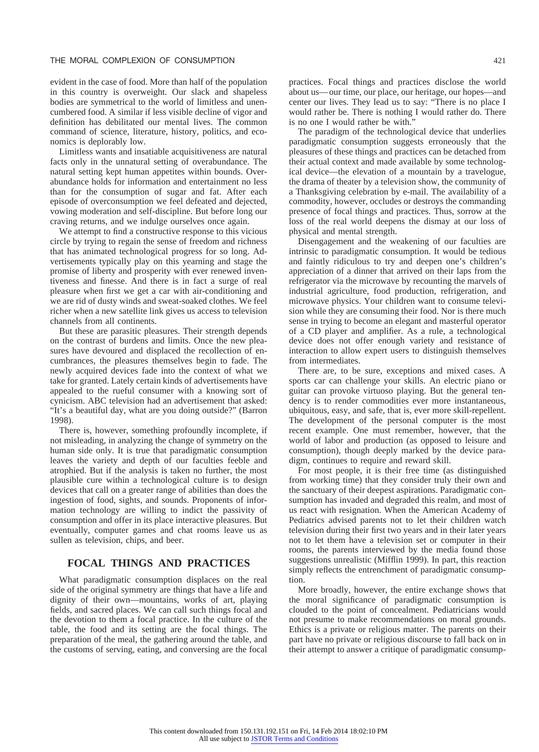evident in the case of food. More than half of the population in this country is overweight. Our slack and shapeless bodies are symmetrical to the world of limitless and unencumbered food. A similar if less visible decline of vigor and definition has debilitated our mental lives. The common command of science, literature, history, politics, and economics is deplorably low.

Limitless wants and insatiable acquisitiveness are natural facts only in the unnatural setting of overabundance. The natural setting kept human appetites within bounds. Overabundance holds for information and entertainment no less than for the consumption of sugar and fat. After each episode of overconsumption we feel defeated and dejected, vowing moderation and self-discipline. But before long our craving returns, and we indulge ourselves once again.

We attempt to find a constructive response to this vicious circle by trying to regain the sense of freedom and richness that has animated technological progress for so long. Advertisements typically play on this yearning and stage the promise of liberty and prosperity with ever renewed inventiveness and finesse. And there is in fact a surge of real pleasure when first we get a car with air-conditioning and we are rid of dusty winds and sweat-soaked clothes. We feel richer when a new satellite link gives us access to television channels from all continents.

But these are parasitic pleasures. Their strength depends on the contrast of burdens and limits. Once the new pleasures have devoured and displaced the recollection of encumbrances, the pleasures themselves begin to fade. The newly acquired devices fade into the context of what we take for granted. Lately certain kinds of advertisements have appealed to the rueful consumer with a knowing sort of cynicism. ABC television had an advertisement that asked: "It's a beautiful day, what are you doing outside?" (Barron 1998).

There is, however, something profoundly incomplete, if not misleading, in analyzing the change of symmetry on the human side only. It is true that paradigmatic consumption leaves the variety and depth of our faculties feeble and atrophied. But if the analysis is taken no further, the most plausible cure within a technological culture is to design devices that call on a greater range of abilities than does the ingestion of food, sights, and sounds. Proponents of information technology are willing to indict the passivity of consumption and offer in its place interactive pleasures. But eventually, computer games and chat rooms leave us as sullen as television, chips, and beer.

## FOCAL THINGS AND PRACTICES

What paradigmatic consumption displaces on the real side of the original symmetry are things that have a life and dignity of their own—mountains, works of art, playing fields, and sacred places. We can call such things focal and the devotion to them a focal practice. In the culture of the table, the food and its setting are the focal things. The preparation of the meal, the gathering around the table, and the customs of serving, eating, and conversing are the focal practices. Focal things and practices disclose the world about us—our time, our place, our heritage, our hopes—and center our lives. They lead us to say: "There is no place I would rather be. There is nothing I would rather do. There is no one I would rather be with."

The paradigm of the technological device that underlies paradigmatic consumption suggests erroneously that the pleasures of these things and practices can be detached from their actual context and made available by some technological device—the elevation of a mountain by a travelogue, the drama of theater by a television show, the community of a Thanksgiving celebration by e-mail. The availability of a commodity, however, occludes or destroys the commanding presence of focal things and practices. Thus, sorrow at the loss of the real world deepens the dismay at our loss of physical and mental strength.

Disengagement and the weakening of our faculties are intrinsic to paradigmatic consumption. It would be tedious and faintly ridiculous to try and deepen one's children's appreciation of a dinner that arrived on their laps from the refrigerator via the microwave by recounting the marvels of industrial agriculture, food production, refrigeration, and microwave physics. Your children want to consume television while they are consuming their food. Nor is there much sense in trying to become an elegant and masterful operator of a CD player and amplifier. As a rule, a technological device does not offer enough variety and resistance of interaction to allow expert users to distinguish themselves from intermediates.

There are, to be sure, exceptions and mixed cases. A sports car can challenge your skills. An electric piano or guitar can provoke virtuoso playing. But the general tendency is to render commodities ever more instantaneous, ubiquitous, easy, and safe, that is, ever more skill-repellent. The development of the personal computer is the most recent example. One must remember, however, that the world of labor and production (as opposed to leisure and consumption), though deeply marked by the device paradigm, continues to require and reward skill.

For most people, it is their free time (as distinguished from working time) that they consider truly their own and the sanctuary of their deepest aspirations. Paradigmatic consumption has invaded and degraded this realm, and most of us react with resignation. When the American Academy of Pediatrics advised parents not to let their children watch television during their first two years and in their later years not to let them have a television set or computer in their rooms, the parents interviewed by the media found those suggestions unrealistic (Mifflin 1999). In part, this reaction simply reflects the entrenchment of paradigmatic consumption.

More broadly, however, the entire exchange shows that the moral significance of paradigmatic consumption is clouded to the point of concealment. Pediatricians would not presume to make recommendations on moral grounds. Ethics is a private or religious matter. The parents on their part have no private or religious discourse to fall back on in their attempt to answer a critique of paradigmatic consump-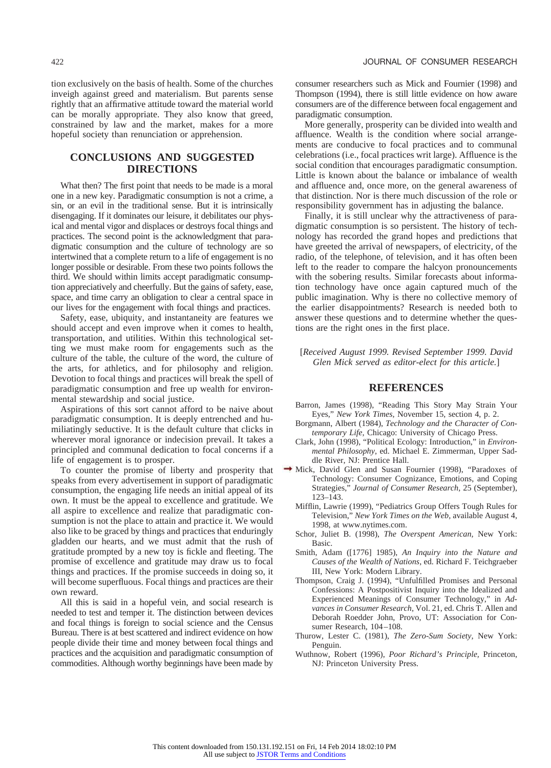tion exclusively on the basis of health. Some of the churches inveigh against greed and materialism. But parents sense rightly that an affirmative attitude toward the material world can be morally appropriate. They also know that greed, constrained by law and the market, makes for a more hopeful society than renunciation or apprehension.

## CONCLUSIONS AND SUGGESTED DIRECTIONS

What then? The first point that needs to be made is a moral one in a new key. Paradigmatic consumption is not a crime, a sin, or an evil in the traditional sense. But it is intrinsically disengaging. If it dominates our leisure, it debilitates our physical and mental vigor and displaces or destroys focal things and practices. The second point is the acknowledgment that paradigmatic consumption and the culture of technology are so intertwined that a complete return to a life of engagement is no longer possible or desirable. From these two points follows the third. We should within limits accept paradigmatic consumption appreciatively and cheerfully. But the gains of safety, ease, space, and time carry an obligation to clear a central space in our lives for the engagement with focal things and practices.

Safety, ease, ubiquity, and instantaneity are features we should accept and even improve when it comes to health, transportation, and utilities. Within this technological setting we must make room for engagements such as the culture of the table, the culture of the word, the culture of the arts, for athletics, and for philosophy and religion. Devotion to focal things and practices will break the spell of paradigmatic consumption and free up wealth for environmental stewardship and social justice.

Aspirations of this sort cannot afford to be naive about paradigmatic consumption. It is deeply entrenched and humiliatingly seductive. It is the default culture that clicks in wherever moral ignorance or indecision prevail. It takes a principled and communal dedication to focal concerns if a life of engagement is to prosper.

To counter the promise of liberty and prosperity that speaks from every advertisement in support of paradigmatic consumption, the engaging life needs an initial appeal of its own. It must be the appeal to excellence and gratitude. We all aspire to excellence and realize that paradigmatic consumption is not the place to attain and practice it. We would also like to be graced by things and practices that enduringly gladden our hearts, and we must admit that the rush of gratitude prompted by a new toy is fickle and fleeting. The promise of excellence and gratitude may draw us to focal things and practices. If the promise succeeds in doing so, it will become superfluous. Focal things and practices are their own reward.

All this is said in a hopeful vein, and social research is needed to test and temper it. The distinction between devices and focal things is foreign to social science and the Census Bureau. There is at best scattered and indirect evidence on how people divide their time and money between focal things and practices and the acquisition and paradigmatic consumption of commodities. Although worthy beginnings have been made by consumer researchers such as Mick and Fournier (1998) and Thompson (1994), there is still little evidence on how aware consumers are of the difference between focal engagement and paradigmatic consumption.

More generally, prosperity can be divided into wealth and affluence. Wealth is the condition where social arrangements are conducive to focal practices and to communal celebrations (i.e., focal practices writ large). Affluence is the social condition that encourages paradigmatic consumption. Little is known about the balance or imbalance of wealth and affluence and, once more, on the general awareness of that distinction. Nor is there much discussion of the role or responsibility government has in adjusting the balance.

Finally, it is still unclear why the attractiveness of paradigmatic consumption is so persistent. The history of technology has recorded the grand hopes and predictions that have greeted the arrival of newspapers, of electricity, of the radio, of the telephone, of television, and it has often been left to the reader to compare the halcyon pronouncements with the sobering results. Similar forecasts about information technology have once again captured much of the public imagination. Why is there no collective memory of the earlier disappointments? Research is needed both to answer these questions and to determine whether the questions are the right ones in the first place.

[*Received August 1999. Revised September 1999. David Glen Mick served as editor-elect for this article.*]

## REFERENCES

Barron, James (1998), "Reading This Story May Strain Your Eyes," *New York Times,* November 15, section 4, p. 2.

Borgmann, Albert (1984), *Technology and the Character of Contemporary Life,* Chicago: University of Chicago Press.

Clark, John (1998), "Political Ecology: Introduction," in *Environmental Philosophy,* ed. Michael E. Zimmerman, Upper Saddle River, NJ: Prentice Hall.

Mick, David Glen and Susan Fournier (1998), "Paradoxes of Technology: Consumer Cognizance, Emotions, and Coping Strategies," *Journal of Consumer Research,* 25 (September), 123–143.

Mifflin, Lawrie (1999), "Pediatrics Group Offers Tough Rules for Television," *New York Times on the Web,* available August 4, 1998, at www.nytimes.com.

Schor, Juliet B. (1998), *The Overspent American,* New York: Basic.

Smith, Adam ([1776] 1985), *An Inquiry into the Nature and Causes of the Wealth of Nations,* ed. Richard F. Teichgraeber III, New York: Modern Library.

Thompson, Craig J. (1994), "Unfulfilled Promises and Personal Confessions: A Postpositivist Inquiry into the Idealized and Experienced Meanings of Consumer Technology," in *Advances in Consumer Research,* Vol. 21, ed. Chris T. Allen and Deborah Roedder John, Provo, UT: Association for Consumer Research, 104–108.

Thurow, Lester C. (1981), *The Zero-Sum Society,* New York: Penguin.

Wuthnow, Robert (1996), *Poor Richard's Principle,* Princeton, NJ: Princeton University Press.